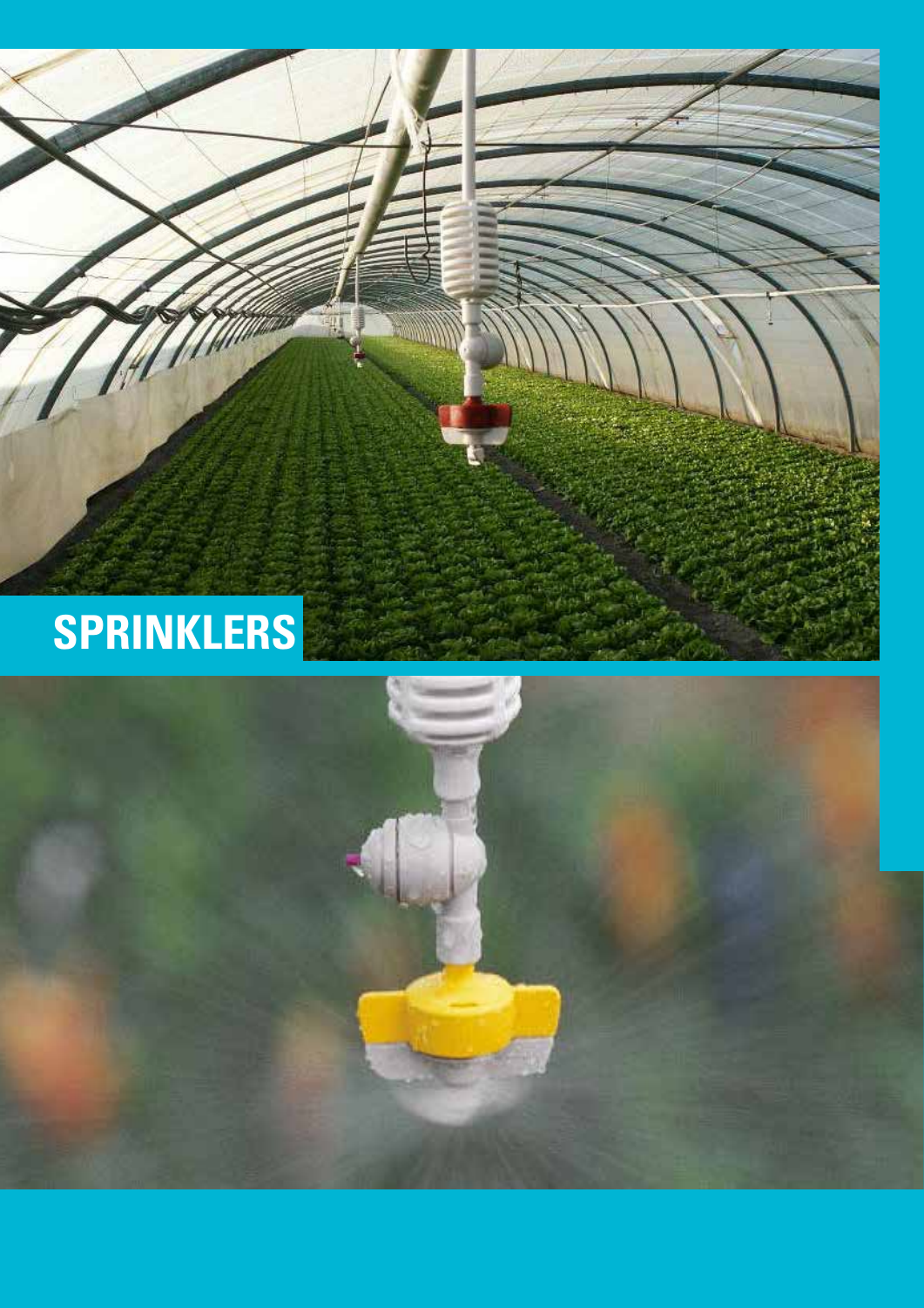# SPRINKLERS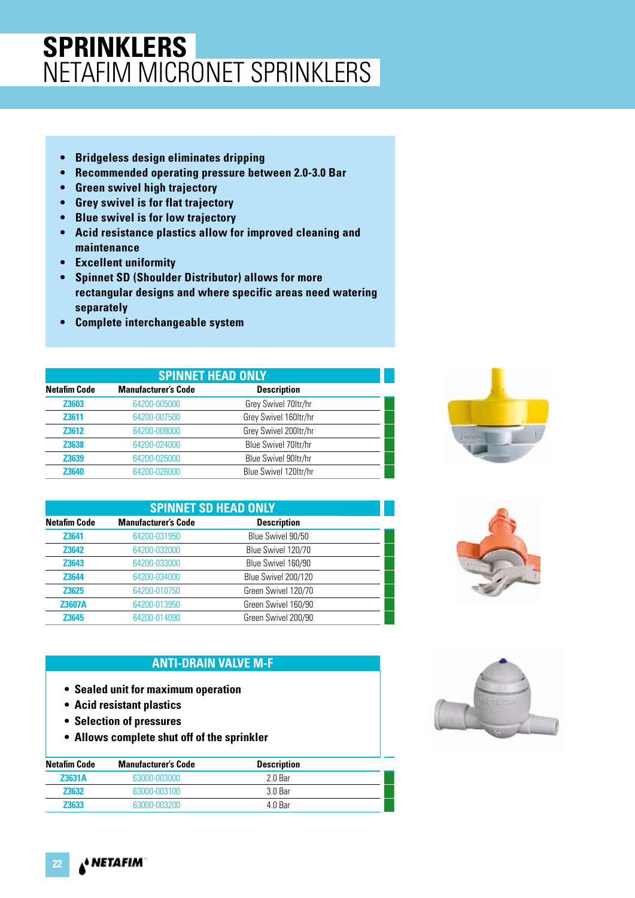# SPRINKLERS
## NETAFIM MICRONET SPRINKLERS

- **Bridgeless design eliminates dripping**
- **Recommended operating pressure between 2.0-3.0 Bar**
- **Green swivel high trajectory**
- **Grey swivel is for flat trajectory**
- **Blue swivel is for low trajectory**
- **Acid resistance plastics allow for improved cleaning and maintenance**
- **Excellent uniformity**
- **Spinnet SD (Shoulder Distributor) allows for more rectangular designs and where specific areas need watering separately**
- **Complete interchangeable system**

### SPINNET HEAD ONLY

| Netafim Code | Manufacturer's Code | Description |
|---|---|---|
| Z3603 | 64200-005000 | Grey Swivel 70ltr/hr |
| Z3611 | 64200-007500 | Grey Swivel 160ltr/hr |
| Z3612 | 64200-008000 | Grey Swivel 200ltr/hr |
| Z3638 | 64200-024000 | Blue Swivel 70ltr/hr |
| Z3639 | 64200-025000 | Blue Swivel 90ltr/hr |
| Z3640 | 64200-026000 | Blue Swivel 120ltr/hr |

### SPINNET SD HEAD ONLY

| Netafim Code | Manufacturer's Code | Description |
|---|---|---|
| Z3641 | 64200-031950 | Blue Swivel 90/50 |
| Z3642 | 64200-032000 | Blue Swivel 120/70 |
| Z3643 | 64200-033000 | Blue Swivel 160/90 |
| Z3644 | 64200-034000 | Blue Swivel 200/120 |
| Z3625 | 64200-010750 | Green Swivel 120/70 |
| Z3607A | 64200-013950 | Green Swivel 160/90 |
| Z3645 | 64200-014090 | Green Swivel 200/90 |

### ANTI-DRAIN VALVE M-F

- **Sealed unit for maximum operation**
- **Acid resistant plastics**
- **Selection of pressures**
- **Allows complete shut off of the sprinkler**

| Netafim Code | Manufacturer's Code | Description |
|---|---|---|
| Z3631A | 63000-003000 | 2.0 Bar |
| Z3632 | 63000-003100 | 3.0 Bar |
| Z3633 | 63000-003200 | 4.0 Bar |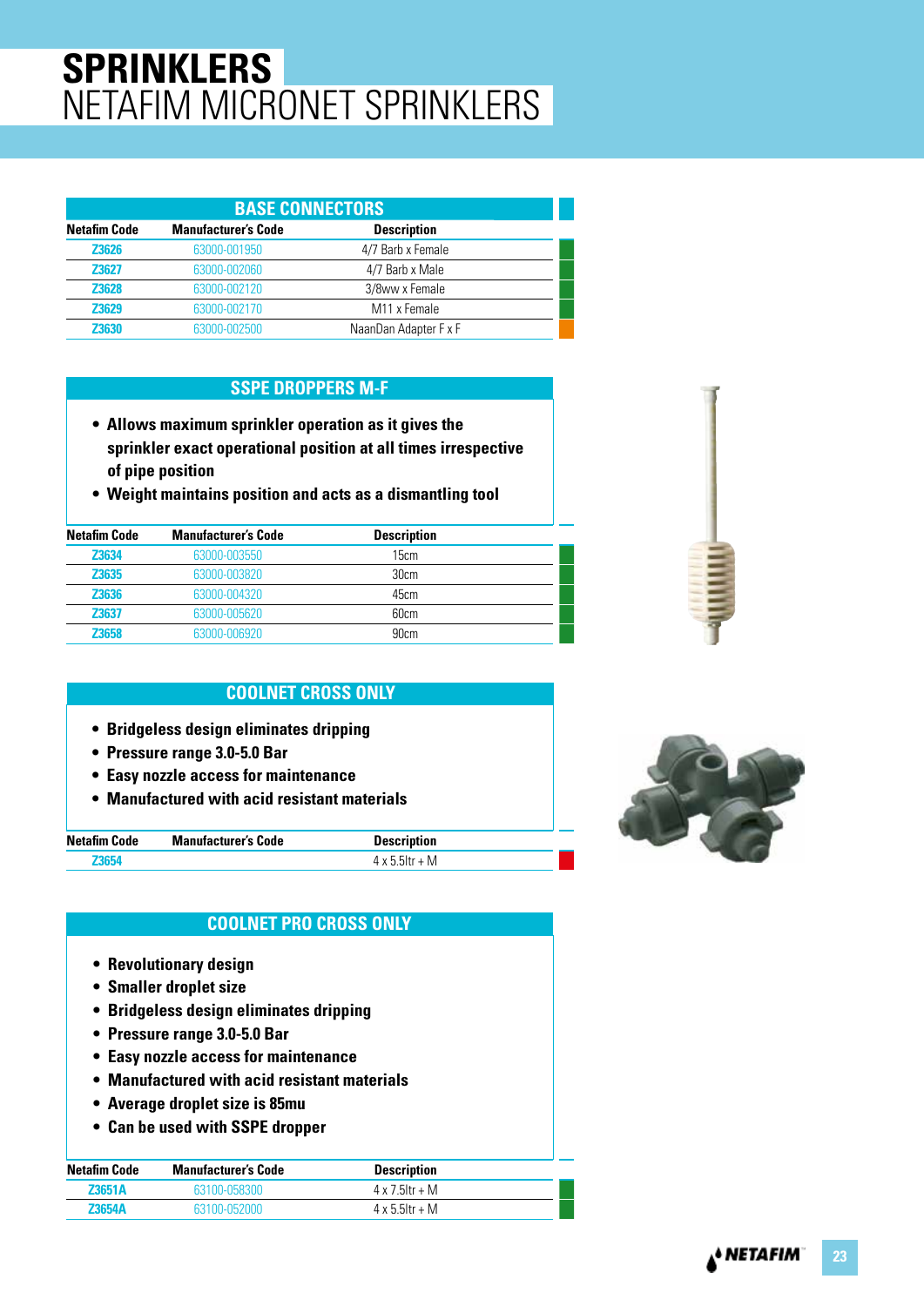# SPRINKLERS
## NETAFIM MICRONET SPRINKLERS

### BASE CONNECTORS

| Netafim Code | Manufacturer's Code | Description |
|---|---|---|
| Z3626 | 63000-001950 | 4/7 Barb x Female |
| Z3627 | 63000-002060 | 4/7 Barb x Male |
| Z3628 | 63000-002120 | 3/8ww x Female |
| Z3629 | 63000-002170 | M11 x Female |
| Z3630 | 63000-002500 | NaanDan Adapter F x F |

### SSPE DROPPERS M-F

- Allows maximum sprinkler operation as it gives the sprinkler exact operational position at all times irrespective of pipe position
- Weight maintains position and acts as a dismantling tool

| Netafim Code | Manufacturer's Code | Description |
|---|---|---|
| Z3634 | 63000-003550 | 15cm |
| Z3635 | 63000-003820 | 30cm |
| Z3636 | 63000-004320 | 45cm |
| Z3637 | 63000-005620 | 60cm |
| Z3658 | 63000-006920 | 90cm |

### COOLNET CROSS ONLY

- Bridgeless design eliminates dripping
- Pressure range 3.0-5.0 Bar
- Easy nozzle access for maintenance
- Manufactured with acid resistant materials

| Netafim Code | Manufacturer's Code | Description |
|---|---|---|
| Z3654 | | 4 x 5.5ltr + M |

### COOLNET PRO CROSS ONLY

- Revolutionary design
- Smaller droplet size
- Bridgeless design eliminates dripping
- Pressure range 3.0-5.0 Bar
- Easy nozzle access for maintenance
- Manufactured with acid resistant materials
- Average droplet size is 85mu
- Can be used with SSPE dropper

| Netafim Code | Manufacturer's Code | Description |
|---|---|---|
| Z3651A | 63100-058300 | 4 x 7.5ltr + M |
| Z3654A | 63100-052000 | 4 x 5.5ltr + M |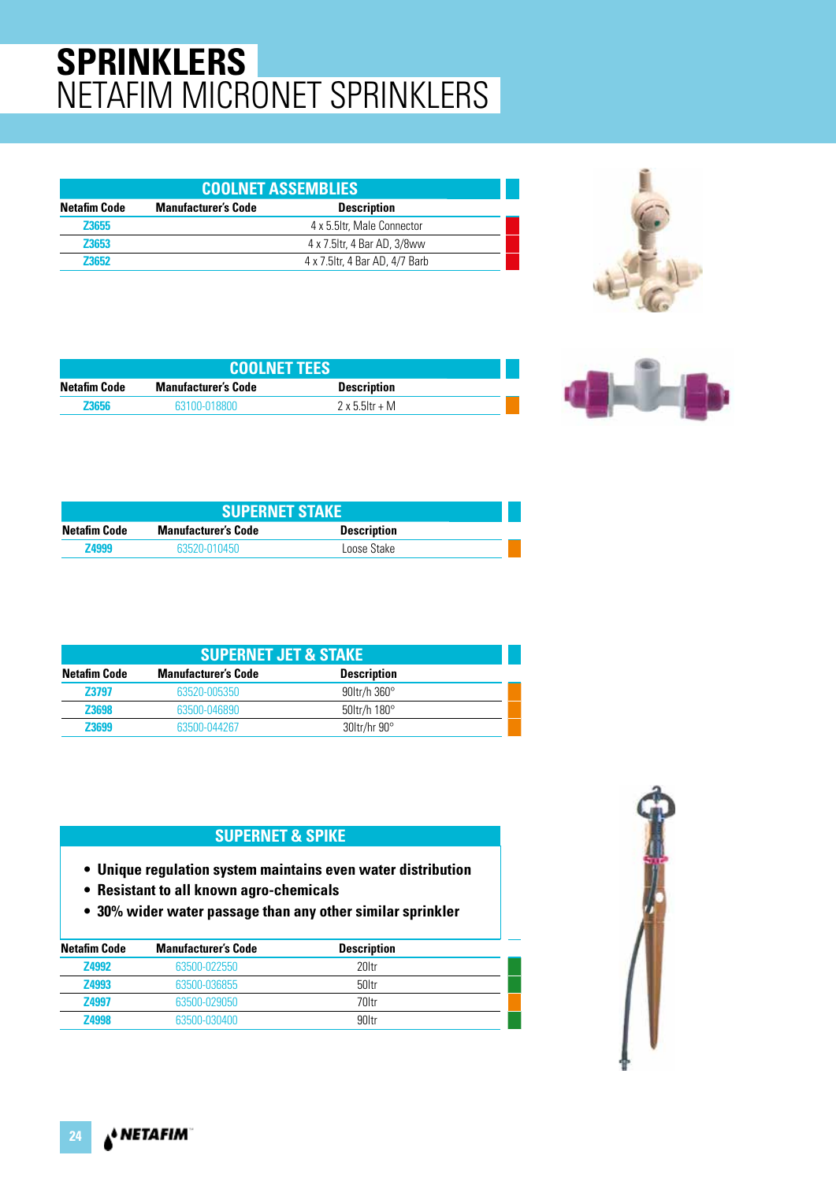# SPRINKLERS
## NETAFIM MICRONET SPRINKLERS

### COOLNET ASSEMBLIES

| Netafim Code | Manufacturer's Code | Description |
|---|---|---|
| Z3655 | | 4 x 5.5ltr, Male Connector |
| Z3653 | | 4 x 7.5ltr, 4 Bar AD, 3/8ww |
| Z3652 | | 4 x 7.5ltr, 4 Bar AD, 4/7 Barb |

### COOLNET TEES

| Netafim Code | Manufacturer's Code | Description |
|---|---|---|
| Z3656 | 63100-018800 | 2 x 5.5ltr + M |

### SUPERNET STAKE

| Netafim Code | Manufacturer's Code | Description |
|---|---|---|
| Z4999 | 63520-010450 | Loose Stake |

### SUPERNET JET & STAKE

| Netafim Code | Manufacturer's Code | Description |
|---|---|---|
| Z3797 | 63520-005350 | 90ltr/h 360° |
| Z3698 | 63500-046890 | 50ltr/h 180° |
| Z3699 | 63500-044267 | 30ltr/hr 90° |

### SUPERNET & SPIKE

- **Unique regulation system maintains even water distribution**
- **Resistant to all known agro-chemicals**
- **30% wider water passage than any other similar sprinkler**

| Netafim Code | Manufacturer's Code | Description |
|---|---|---|
| Z4992 | 63500-022550 | 20ltr |
| Z4993 | 63500-036855 | 50ltr |
| Z4997 | 63500-029050 | 70ltr |
| Z4998 | 63500-030400 | 90ltr |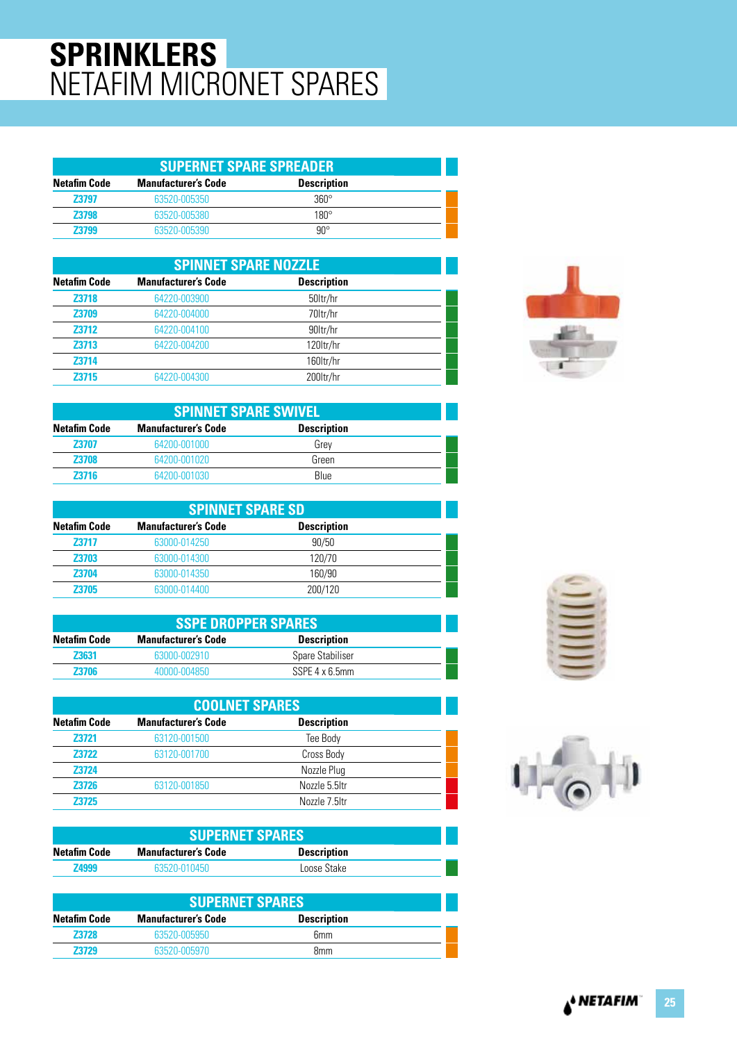# SPRINKLERS
## NETAFIM MICRONET SPARES

### SUPERNET SPARE SPREADER

| Netafim Code | Manufacturer's Code | Description |
|---|---|---|
| Z3797 | 63520-005350 | 360° |
| Z3798 | 63520-005380 | 180° |
| Z3799 | 63520-005390 | 90° |

### SPINNET SPARE NOZZLE

| Netafim Code | Manufacturer's Code | Description |
|---|---|---|
| Z3718 | 64220-003900 | 50ltr/hr |
| Z3709 | 64220-004000 | 70ltr/hr |
| Z3712 | 64220-004100 | 90ltr/hr |
| Z3713 | 64220-004200 | 120ltr/hr |
| Z3714 | | 160ltr/hr |
| Z3715 | 64220-004300 | 200ltr/hr |

### SPINNET SPARE SWIVEL

| Netafim Code | Manufacturer's Code | Description |
|---|---|---|
| Z3707 | 64200-001000 | Grey |
| Z3708 | 64200-001020 | Green |
| Z3716 | 64200-001030 | Blue |

### SPINNET SPARE SD

| Netafim Code | Manufacturer's Code | Description |
|---|---|---|
| Z3717 | 63000-014250 | 90/50 |
| Z3703 | 63000-014300 | 120/70 |
| Z3704 | 63000-014350 | 160/90 |
| Z3705 | 63000-014400 | 200/120 |

### SSPE DROPPER SPARES

| Netafim Code | Manufacturer's Code | Description |
|---|---|---|
| Z3631 | 63000-002910 | Spare Stabiliser |
| Z3706 | 40000-004850 | SSPE 4 x 6.5mm |

### COOLNET SPARES

| Netafim Code | Manufacturer's Code | Description |
|---|---|---|
| Z3721 | 63120-001500 | Tee Body |
| Z3722 | 63120-001700 | Cross Body |
| Z3724 | | Nozzle Plug |
| Z3726 | 63120-001850 | Nozzle 5.5ltr |
| Z3725 | | Nozzle 7.5ltr |

### SUPERNET SPARES

| Netafim Code | Manufacturer's Code | Description |
|---|---|---|
| Z4999 | 63520-010450 | Loose Stake |

### SUPERNET SPARES

| Netafim Code | Manufacturer's Code | Description |
|---|---|---|
| Z3728 | 63520-005950 | 6mm |
| Z3729 | 63520-005970 | 8mm |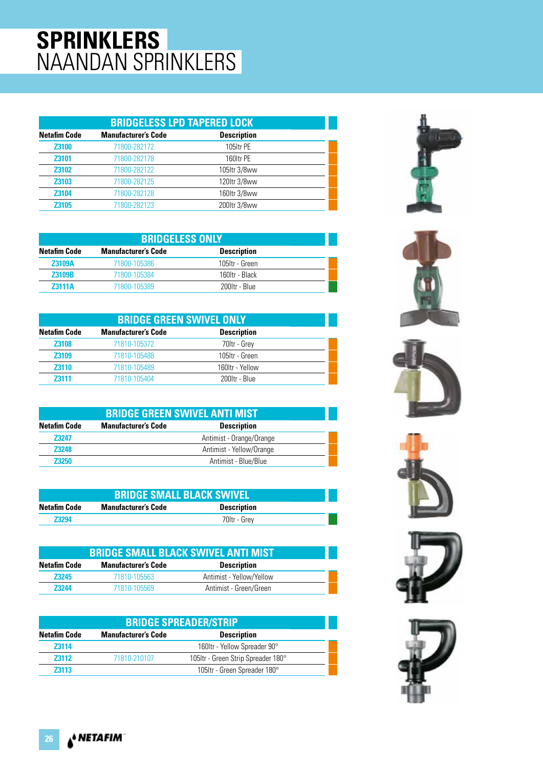# SPRINKLERS
## NAANDAN SPRINKLERS

### BRIDGELESS LPD TAPERED LOCK

| Netafim Code | Manufacturer's Code | Description |
|---|---|---|
| Z3100 | 71800-282172 | 105ltr PE |
| Z3101 | 71800-282178 | 160ltr PE |
| Z3102 | 71800-282122 | 105ltr 3/8ww |
| Z3103 | 71800-282125 | 120ltr 3/8ww |
| Z3104 | 71800-282128 | 160ltr 3/8ww |
| Z3105 | 71800-282123 | 200ltr 3/8ww |

### BRIDGELESS ONLY

| Netafim Code | Manufacturer's Code | Description |
|---|---|---|
| Z3109A | 71800-105386 | 105ltr - Green |
| Z3109B | 71800-105384 | 160ltr - Black |
| Z3111A | 71800-105389 | 200ltr - Blue |

### BRIDGE GREEN SWIVEL ONLY

| Netafim Code | Manufacturer's Code | Description |
|---|---|---|
| Z3108 | 71810-105372 | 70ltr - Grey |
| Z3109 | 71810-105488 | 105ltr - Green |
| Z3110 | 71810-105489 | 160ltr - Yellow |
| Z3111 | 71810-105404 | 200ltr - Blue |

### BRIDGE GREEN SWIVEL ANTI MIST

| Netafim Code | Manufacturer's Code | Description |
|---|---|---|
| Z3247 | | Antimist - Orange/Orange |
| Z3248 | | Antimist - Yellow/Orange |
| Z3250 | | Antimist - Blue/Blue |

### BRIDGE SMALL BLACK SWIVEL

| Netafim Code | Manufacturer's Code | Description |
|---|---|---|
| Z3294 | | 70ltr - Grey |

### BRIDGE SMALL BLACK SWIVEL ANTI MIST

| Netafim Code | Manufacturer's Code | Description |
|---|---|---|
| Z3245 | 71810-105563 | Antimist - Yellow/Yellow |
| Z3244 | 71810-105569 | Antimist - Green/Green |

### BRIDGE SPREADER/STRIP

| Netafim Code | Manufacturer's Code | Description |
|---|---|---|
| Z3114 | | 160ltr - Yellow Spreader 90° |
| Z3112 | 71810-210107 | 105ltr - Green Strip Spreader 180° |
| Z3113 | | 105ltr - Green Spreader 180° |

NETAFIM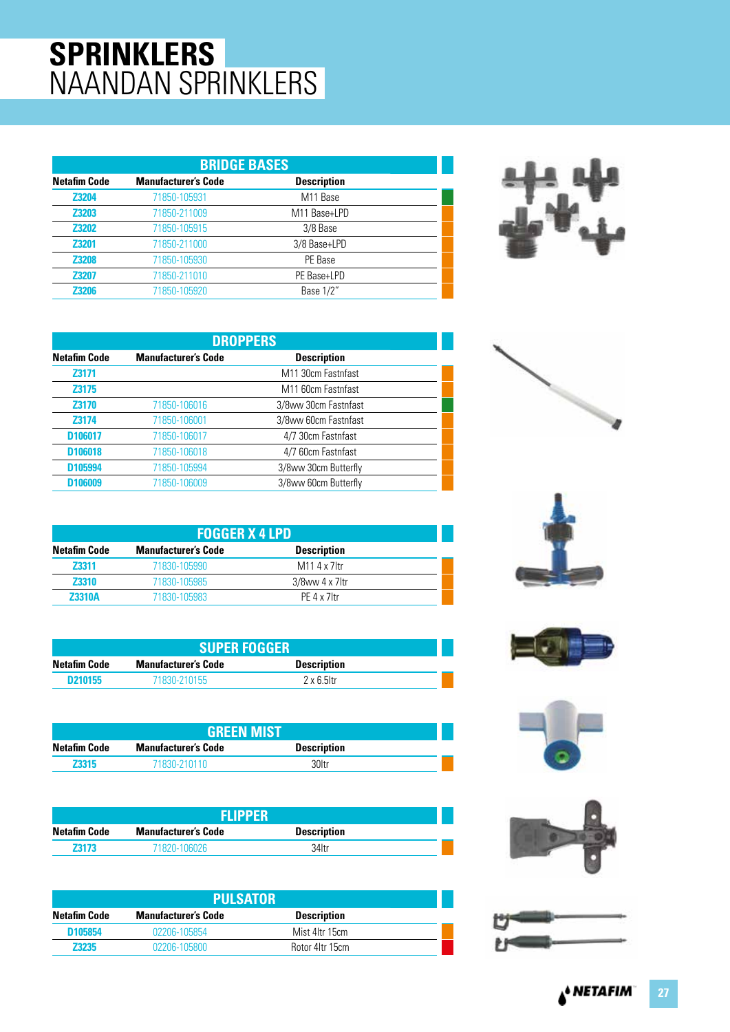# SPRINKLERS
## NAANDAN SPRINKLERS

### BRIDGE BASES

| Netafim Code | Manufacturer's Code | Description |
|---|---|---|
| Z3204 | 71850-105931 | M11 Base |
| Z3203 | 71850-211009 | M11 Base+LPD |
| Z3202 | 71850-105915 | 3/8 Base |
| Z3201 | 71850-211000 | 3/8 Base+LPD |
| Z3208 | 71850-105930 | PE Base |
| Z3207 | 71850-211010 | PE Base+LPD |
| Z3206 | 71850-105920 | Base 1/2" |

### DROPPERS

| Netafim Code | Manufacturer's Code | Description |
|---|---|---|
| Z3171 | | M11 30cm Fastnfast |
| Z3175 | | M11 60cm Fastnfast |
| Z3170 | 71850-106016 | 3/8ww 30cm Fastnfast |
| Z3174 | 71850-106001 | 3/8ww 60cm Fastnfast |
| D106017 | 71850-106017 | 4/7 30cm Fastnfast |
| D106018 | 71850-106018 | 4/7 60cm Fastnfast |
| D105994 | 71850-105994 | 3/8ww 30cm Butterfly |
| D106009 | 71850-106009 | 3/8ww 60cm Butterfly |

### FOGGER X 4 LPD

| Netafim Code | Manufacturer's Code | Description |
|---|---|---|
| Z3311 | 71830-105990 | M11 4 x 7ltr |
| Z3310 | 71830-105985 | 3/8ww 4 x 7ltr |
| Z3310A | 71830-105983 | PE 4 x 7ltr |

### SUPER FOGGER

| Netafim Code | Manufacturer's Code | Description |
|---|---|---|
| D210155 | 71830-210155 | 2 x 6.5ltr |

### GREEN MIST

| Netafim Code | Manufacturer's Code | Description |
|---|---|---|
| Z3315 | 71830-210110 | 30ltr |

### FLIPPER

| Netafim Code | Manufacturer's Code | Description |
|---|---|---|
| Z3173 | 71820-106026 | 34ltr |

### PULSATOR

| Netafim Code | Manufacturer's Code | Description |
|---|---|---|
| D105854 | 02206-105854 | Mist 4ltr 15cm |
| Z3235 | 02206-105800 | Rotor 4ltr 15cm |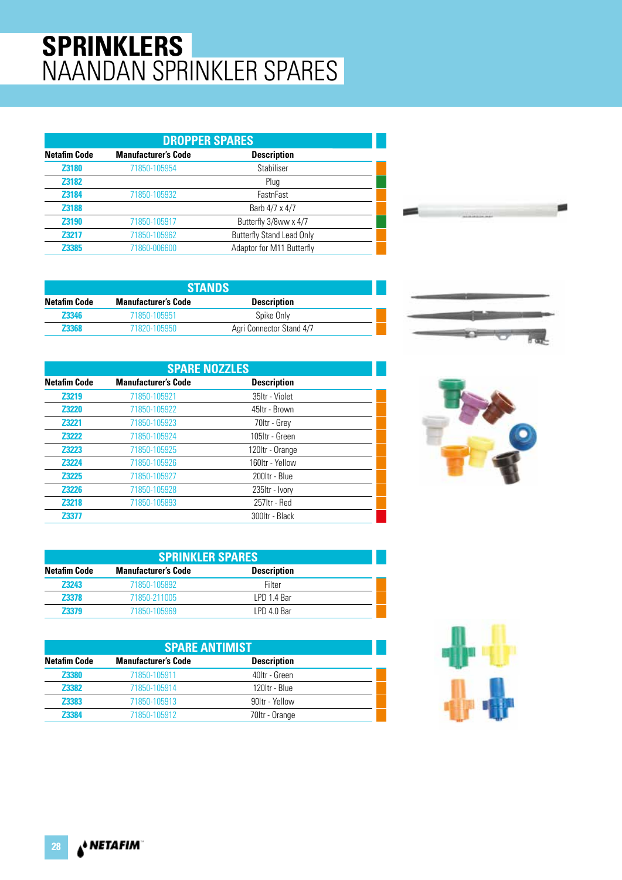# SPRINKLERS
## NAANDAN SPRINKLER SPARES

### DROPPER SPARES

| Netafim Code | Manufacturer's Code | Description |
|---|---|---|
| Z3180 | 71850-105954 | Stabiliser |
| Z3182 | | Plug |
| Z3184 | 71850-105932 | FastnFast |
| Z3188 | | Barb 4/7 x 4/7 |
| Z3190 | 71850-105917 | Butterfly 3/8ww x 4/7 |
| Z3217 | 71850-105962 | Butterfly Stand Lead Only |
| Z3385 | 71860-006600 | Adaptor for M11 Butterfly |

### STANDS

| Netafim Code | Manufacturer's Code | Description |
|---|---|---|
| Z3346 | 71850-105951 | Spike Only |
| Z3368 | 71820-105950 | Agri Connector Stand 4/7 |

### SPARE NOZZLES

| Netafim Code | Manufacturer's Code | Description |
|---|---|---|
| Z3219 | 71850-105921 | 35ltr - Violet |
| Z3220 | 71850-105922 | 45ltr - Brown |
| Z3221 | 71850-105923 | 70ltr - Grey |
| Z3222 | 71850-105924 | 105ltr - Green |
| Z3223 | 71850-105925 | 120ltr - Orange |
| Z3224 | 71850-105926 | 160ltr - Yellow |
| Z3225 | 71850-105927 | 200ltr - Blue |
| Z3226 | 71850-105928 | 235ltr - Ivory |
| Z3218 | 71850-105893 | 257ltr - Red |
| Z3377 | | 300ltr - Black |

### SPRINKLER SPARES

| Netafim Code | Manufacturer's Code | Description |
|---|---|---|
| Z3243 | 71850-105892 | Filter |
| Z3378 | 71850-211005 | LPD 1.4 Bar |
| Z3379 | 71850-105969 | LPD 4.0 Bar |

### SPARE ANTIMIST

| Netafim Code | Manufacturer's Code | Description |
|---|---|---|
| Z3380 | 71850-105911 | 40ltr - Green |
| Z3382 | 71850-105914 | 120ltr - Blue |
| Z3383 | 71850-105913 | 90ltr - Yellow |
| Z3384 | 71850-105912 | 70ltr - Orange |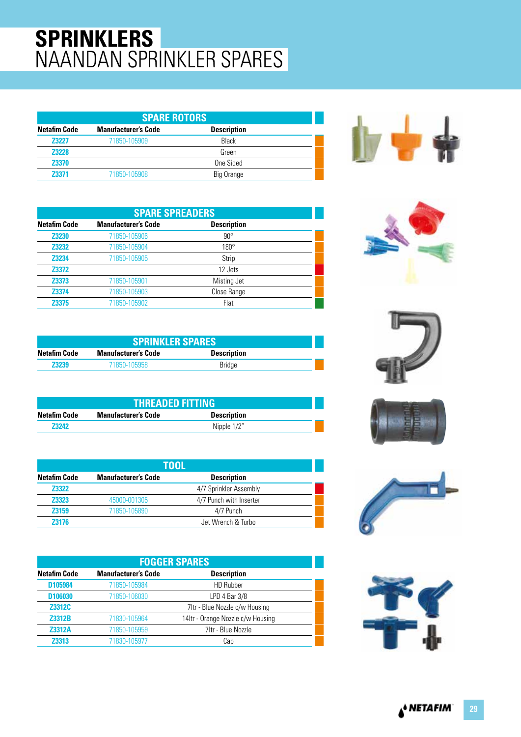# SPRINKLERS
## NAANDAN SPRINKLER SPARES

### SPARE ROTORS

| Netafim Code | Manufacturer's Code | Description |
|---|---|---|
| Z3227 | 71850-105909 | Black |
| Z3228 | | Green |
| Z3370 | | One Sided |
| Z3371 | 71850-105908 | Big Orange |

### SPARE SPREADERS

| Netafim Code | Manufacturer's Code | Description |
|---|---|---|
| Z3230 | 71850-105906 | 90° |
| Z3232 | 71850-105904 | 180° |
| Z3234 | 71850-105905 | Strip |
| Z3372 | | 12 Jets |
| Z3373 | 71850-105901 | Misting Jet |
| Z3374 | 71850-105903 | Close Range |
| Z3375 | 71850-105902 | Flat |

### SPRINKLER SPARES

| Netafim Code | Manufacturer's Code | Description |
|---|---|---|
| Z3239 | 71850-105958 | Bridge |

### THREADED FITTING

| Netafim Code | Manufacturer's Code | Description |
|---|---|---|
| Z3242 | | Nipple 1/2" |

### TOOL

| Netafim Code | Manufacturer's Code | Description |
|---|---|---|
| Z3322 | | 4/7 Sprinkler Assembly |
| Z3323 | 45000-001305 | 4/7 Punch with Inserter |
| Z3159 | 71850-105890 | 4/7 Punch |
| Z3176 | | Jet Wrench & Turbo |

### FOGGER SPARES

| Netafim Code | Manufacturer's Code | Description |
|---|---|---|
| D105984 | 71850-105984 | HD Rubber |
| D106030 | 71850-106030 | LPD 4 Bar 3/8 |
| Z3312C | | 7ltr - Blue Nozzle c/w Housing |
| Z3312B | 71830-105964 | 14ltr - Orange Nozzle c/w Housing |
| Z3312A | 71850-105959 | 7ltr - Blue Nozzle |
| Z3313 | 71830-105977 | Cap |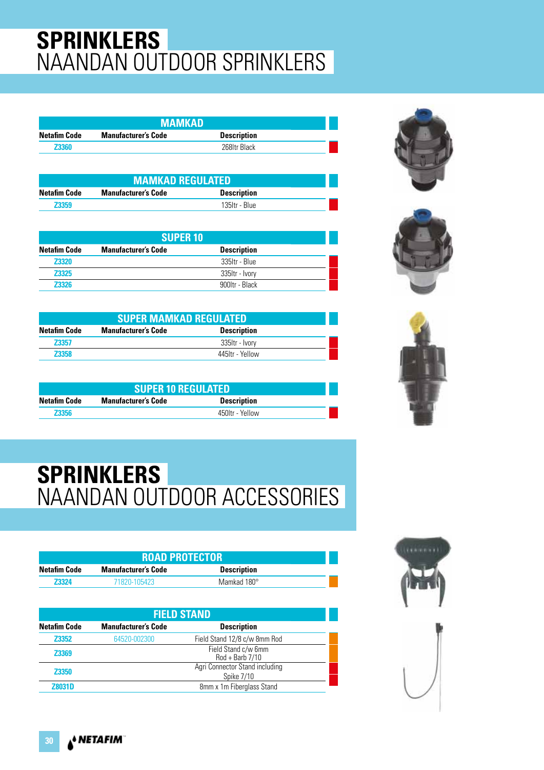# SPRINKLERS
## NAANDAN OUTDOOR SPRINKLERS

### MAMKAD

| Netafim Code | Manufacturer's Code | Description |
|---|---|---|
| Z3360 | | 268ltr Black |

### MAMKAD REGULATED

| Netafim Code | Manufacturer's Code | Description |
|---|---|---|
| Z3359 | | 135ltr - Blue |

### SUPER 10

| Netafim Code | Manufacturer's Code | Description |
|---|---|---|
| Z3320 | | 335ltr - Blue |
| Z3325 | | 335ltr - Ivory |
| Z3326 | | 900ltr - Black |

### SUPER MAMKAD REGULATED

| Netafim Code | Manufacturer's Code | Description |
|---|---|---|
| Z3357 | | 335ltr - Ivory |
| Z3358 | | 445ltr - Yellow |

### SUPER 10 REGULATED

| Netafim Code | Manufacturer's Code | Description |
|---|---|---|
| Z3356 | | 450ltr - Yellow |

# SPRINKLERS
## NAANDAN OUTDOOR ACCESSORIES

### ROAD PROTECTOR

| Netafim Code | Manufacturer's Code | Description |
|---|---|---|
| Z3324 | 71820-105423 | Mamkad 180° |

### FIELD STAND

| Netafim Code | Manufacturer's Code | Description |
|---|---|---|
| Z3352 | 64520-002300 | Field Stand 12/8 c/w 8mm Rod |
| Z3369 | | Field Stand c/w 6mm Rod + Barb 7/10 |
| Z3350 | | Agri Connector Stand including Spike 7/10 |
| Z8031D | | 8mm x 1m Fiberglass Stand |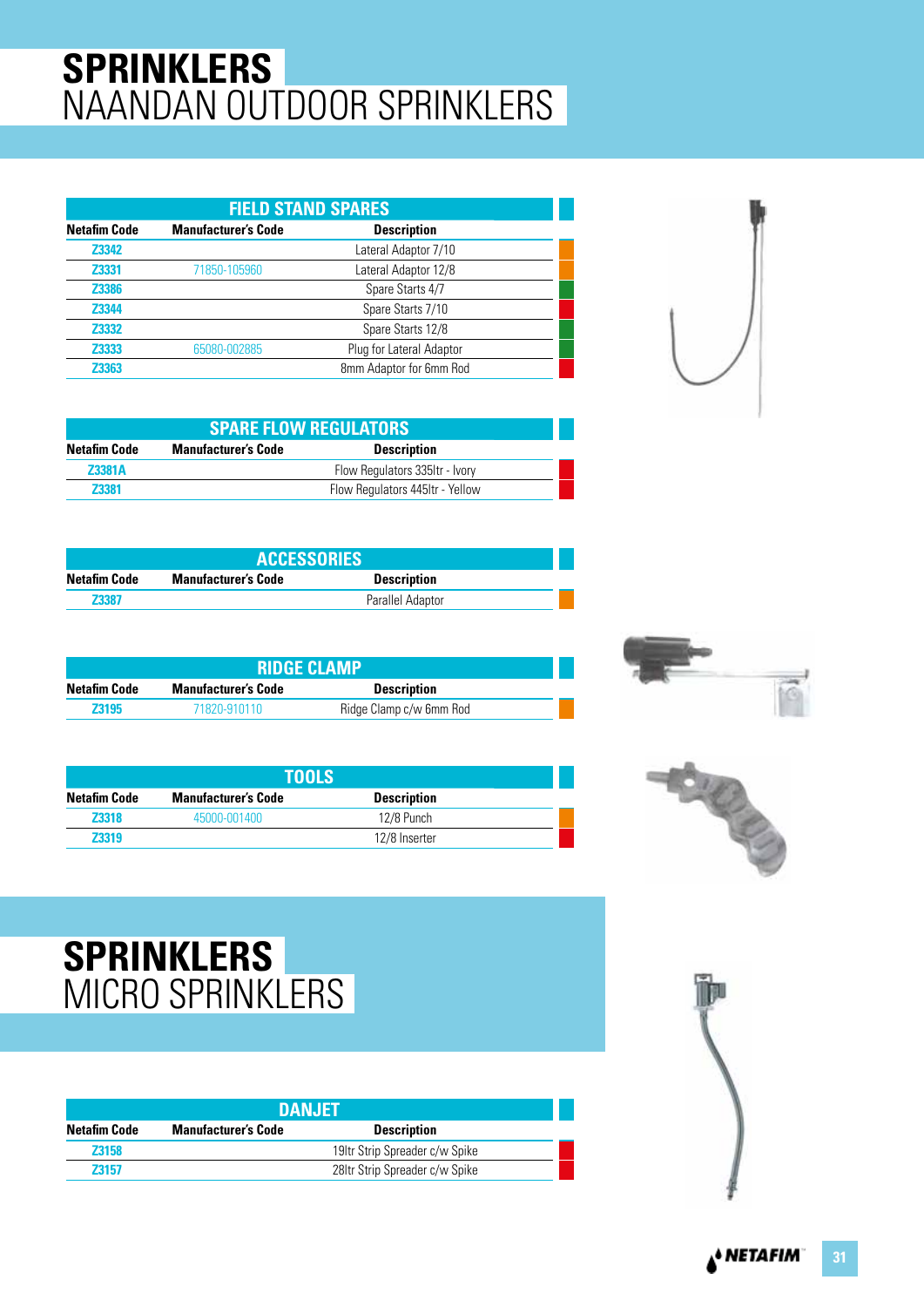# SPRINKLERS
## NAANDAN OUTDOOR SPRINKLERS

| FIELD STAND SPARES | | |
|---|---|---|
| **Netafim Code** | **Manufacturer's Code** | **Description** |
| Z3342 | | Lateral Adaptor 7/10 |
| Z3331 | 71850-105960 | Lateral Adaptor 12/8 |
| Z3386 | | Spare Starts 4/7 |
| Z3344 | | Spare Starts 7/10 |
| Z3332 | | Spare Starts 12/8 |
| Z3333 | 65080-002885 | Plug for Lateral Adaptor |
| Z3363 | | 8mm Adaptor for 6mm Rod |

| SPARE FLOW REGULATORS | | |
|---|---|---|
| **Netafim Code** | **Manufacturer's Code** | **Description** |
| Z3381A | | Flow Regulators 335ltr - Ivory |
| Z3381 | | Flow Regulators 445ltr - Yellow |

| ACCESSORIES | | |
|---|---|---|
| **Netafim Code** | **Manufacturer's Code** | **Description** |
| Z3387 | | Parallel Adaptor |

| RIDGE CLAMP | | |
|---|---|---|
| **Netafim Code** | **Manufacturer's Code** | **Description** |
| Z3195 | 71820-910110 | Ridge Clamp c/w 6mm Rod |

| TOOLS | | |
|---|---|---|
| **Netafim Code** | **Manufacturer's Code** | **Description** |
| Z3318 | 45000-001400 | 12/8 Punch |
| Z3319 | | 12/8 Inserter |

# SPRINKLERS
## MICRO SPRINKLERS

| DANJET | | |
|---|---|---|
| **Netafim Code** | **Manufacturer's Code** | **Description** |
| Z3158 | | 19ltr Strip Spreader c/w Spike |
| Z3157 | | 28ltr Strip Spreader c/w Spike |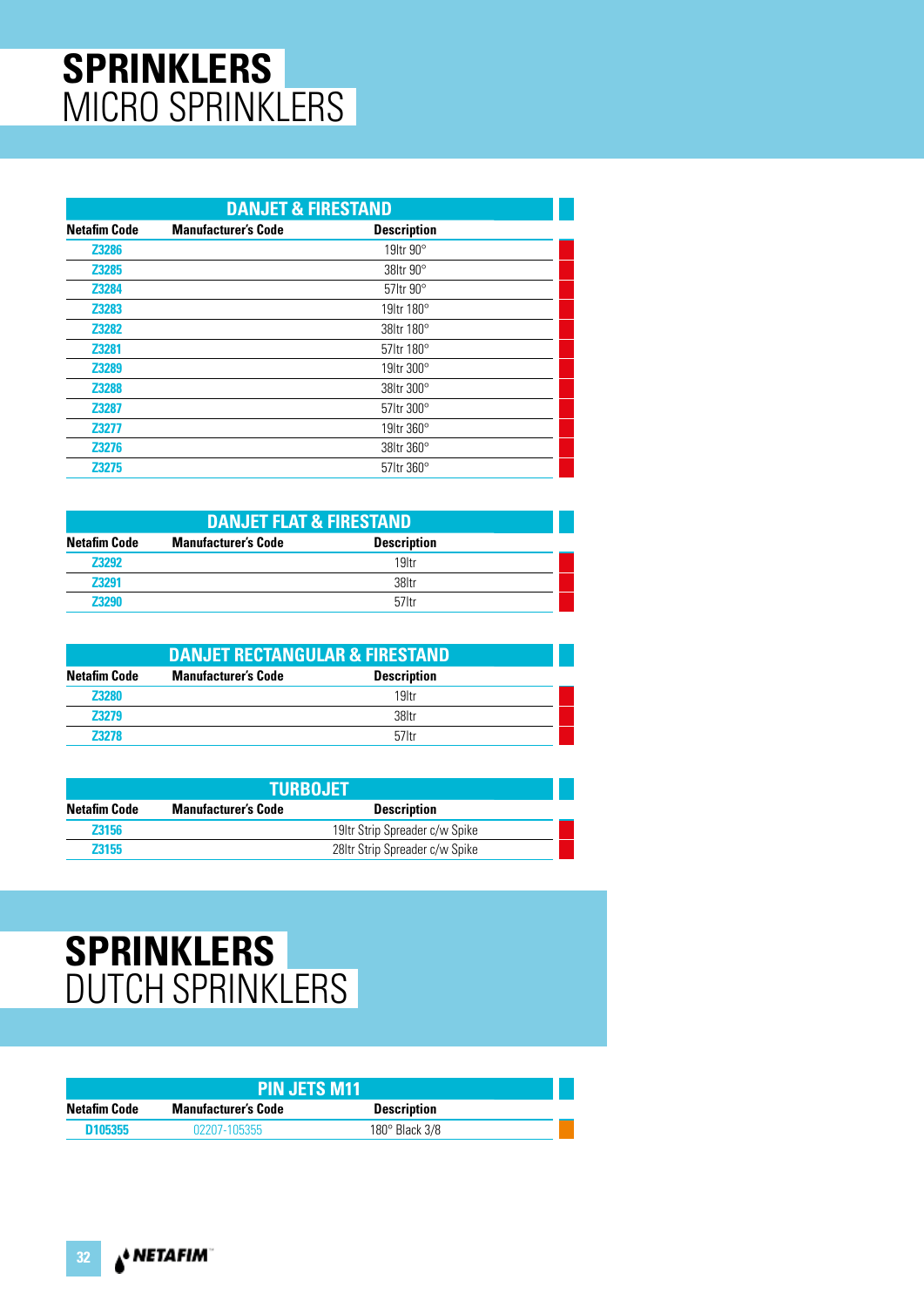# SPRINKLERS
## MICRO SPRINKLERS

| DANJET & FIRESTAND | | |
|---|---|---|
| **Netafim Code** | **Manufacturer's Code** | **Description** |
| Z3286 | | 19ltr 90° |
| Z3285 | | 38ltr 90° |
| Z3284 | | 57ltr 90° |
| Z3283 | | 19ltr 180° |
| Z3282 | | 38ltr 180° |
| Z3281 | | 57ltr 180° |
| Z3289 | | 19ltr 300° |
| Z3288 | | 38ltr 300° |
| Z3287 | | 57ltr 300° |
| Z3277 | | 19ltr 360° |
| Z3276 | | 38ltr 360° |
| Z3275 | | 57ltr 360° |

| DANJET FLAT & FIRESTAND | | |
|---|---|---|
| **Netafim Code** | **Manufacturer's Code** | **Description** |
| Z3292 | | 19ltr |
| Z3291 | | 38ltr |
| Z3290 | | 57ltr |

| DANJET RECTANGULAR & FIRESTAND | | |
|---|---|---|
| **Netafim Code** | **Manufacturer's Code** | **Description** |
| Z3280 | | 19ltr |
| Z3279 | | 38ltr |
| Z3278 | | 57ltr |

| TURBOJET | | |
|---|---|---|
| **Netafim Code** | **Manufacturer's Code** | **Description** |
| Z3156 | | 19ltr Strip Spreader c/w Spike |
| Z3155 | | 28ltr Strip Spreader c/w Spike |

# SPRINKLERS
## DUTCH SPRINKLERS

| PIN JETS M11 | | |
|---|---|---|
| **Netafim Code** | **Manufacturer's Code** | **Description** |
| D105355 | 02207-105355 | 180° Black 3/8 |

NETAFIM™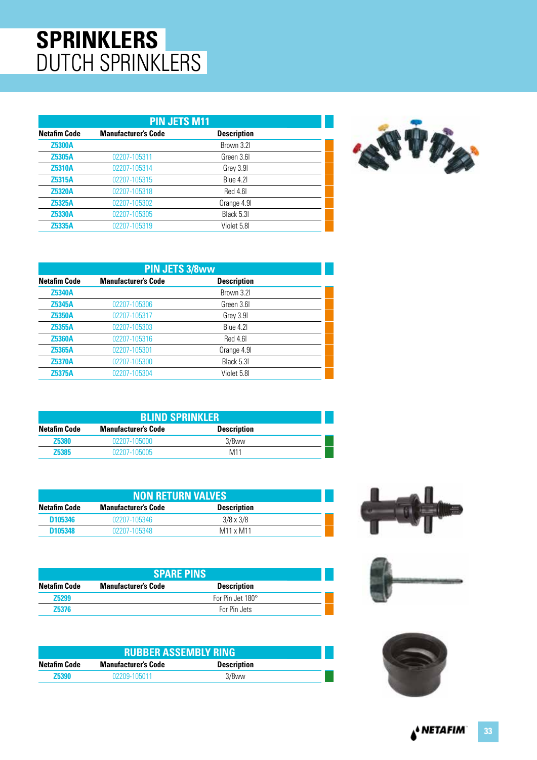# SPRINKLERS
## DUTCH SPRINKLERS

### PIN JETS M11

| Netafim Code | Manufacturer's Code | Description |
|---|---|---|
| Z5300A | | Brown 3.2l |
| Z5305A | 02207-105311 | Green 3.6l |
| Z5310A | 02207-105314 | Grey 3.9l |
| Z5315A | 02207-105315 | Blue 4.2l |
| Z5320A | 02207-105318 | Red 4.6l |
| Z5325A | 02207-105302 | Orange 4.9l |
| Z5330A | 02207-105305 | Black 5.3l |
| Z5335A | 02207-105319 | Violet 5.8l |

### PIN JETS 3/8ww

| Netafim Code | Manufacturer's Code | Description |
|---|---|---|
| Z5340A | | Brown 3.2l |
| Z5345A | 02207-105306 | Green 3.6l |
| Z5350A | 02207-105317 | Grey 3.9l |
| Z5355A | 02207-105303 | Blue 4.2l |
| Z5360A | 02207-105316 | Red 4.6l |
| Z5365A | 02207-105301 | Orange 4.9l |
| Z5370A | 02207-105300 | Black 5.3l |
| Z5375A | 02207-105304 | Violet 5.8l |

### BLIND SPRINKLER

| Netafim Code | Manufacturer's Code | Description |
|---|---|---|
| Z5380 | 02207-105000 | 3/8ww |
| Z5385 | 02207-105005 | M11 |

### NON RETURN VALVES

| Netafim Code | Manufacturer's Code | Description |
|---|---|---|
| D105346 | 02207-105346 | 3/8 x 3/8 |
| D105348 | 02207-105348 | M11 x M11 |

### SPARE PINS

| Netafim Code | Manufacturer's Code | Description |
|---|---|---|
| Z5299 | | For Pin Jet 180° |
| Z5376 | | For Pin Jets |

### RUBBER ASSEMBLY RING

| Netafim Code | Manufacturer's Code | Description |
|---|---|---|
| Z5390 | 02209-105011 | 3/8ww |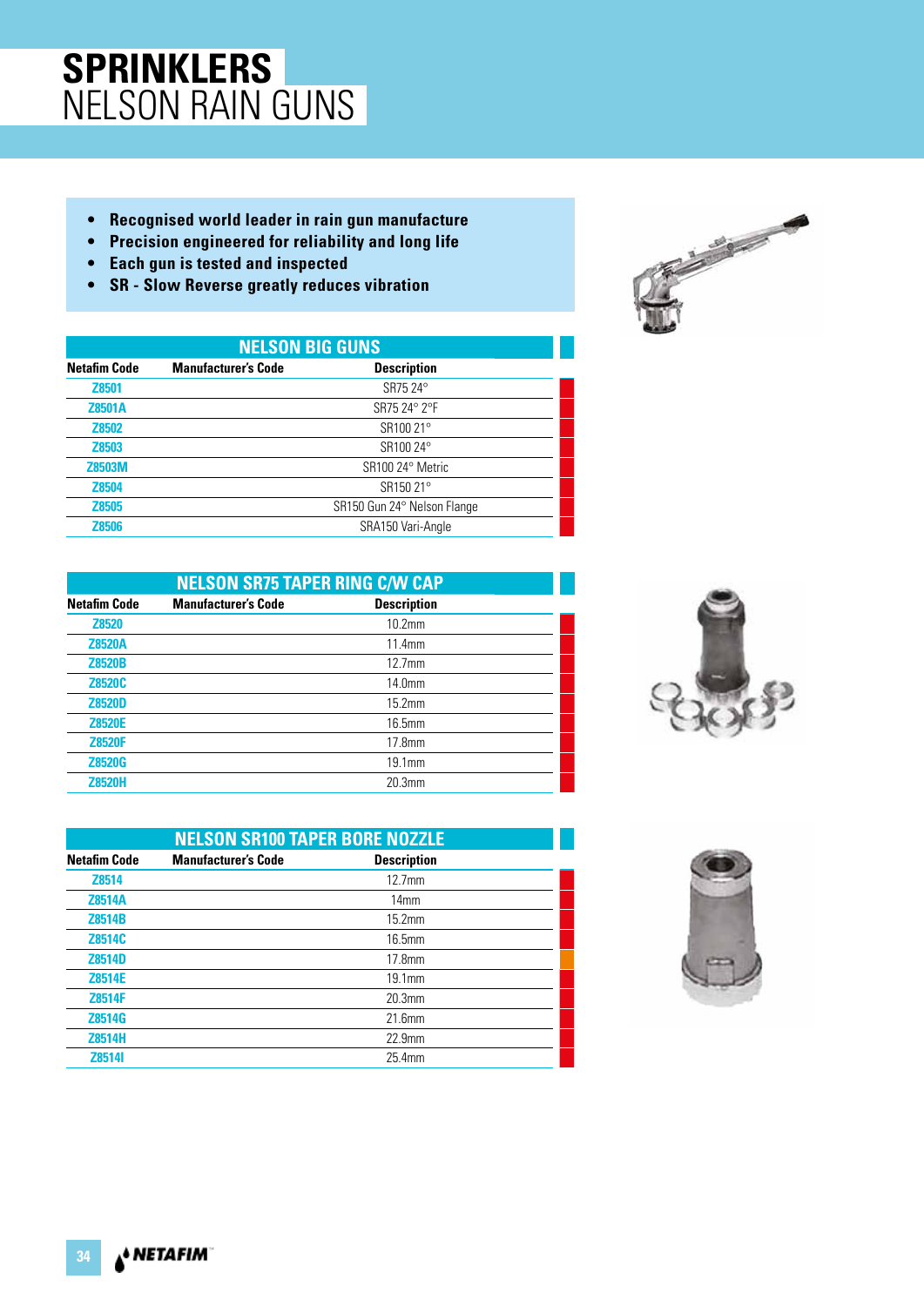# SPRINKLERS
## NELSON RAIN GUNS

- **Recognised world leader in rain gun manufacture**
- **Precision engineered for reliability and long life**
- **Each gun is tested and inspected**
- **SR - Slow Reverse greatly reduces vibration**

### NELSON BIG GUNS

| Netafim Code | Manufacturer's Code | Description |
|---|---|---|
| Z8501 | | SR75 24° |
| Z8501A | | SR75 24° 2°F |
| Z8502 | | SR100 21° |
| Z8503 | | SR100 24° |
| Z8503M | | SR100 24° Metric |
| Z8504 | | SR150 21° |
| Z8505 | | SR150 Gun 24° Nelson Flange |
| Z8506 | | SRA150 Vari-Angle |

### NELSON SR75 TAPER RING C/W CAP

| Netafim Code | Manufacturer's Code | Description |
|---|---|---|
| Z8520 | | 10.2mm |
| Z8520A | | 11.4mm |
| Z8520B | | 12.7mm |
| Z8520C | | 14.0mm |
| Z8520D | | 15.2mm |
| Z8520E | | 16.5mm |
| Z8520F | | 17.8mm |
| Z8520G | | 19.1mm |
| Z8520H | | 20.3mm |

### NELSON SR100 TAPER BORE NOZZLE

| Netafim Code | Manufacturer's Code | Description |
|---|---|---|
| Z8514 | | 12.7mm |
| Z8514A | | 14mm |
| Z8514B | | 15.2mm |
| Z8514C | | 16.5mm |
| Z8514D | | 17.8mm |
| Z8514E | | 19.1mm |
| Z8514F | | 20.3mm |
| Z8514G | | 21.6mm |
| Z8514H | | 22.9mm |
| Z8514I | | 25.4mm |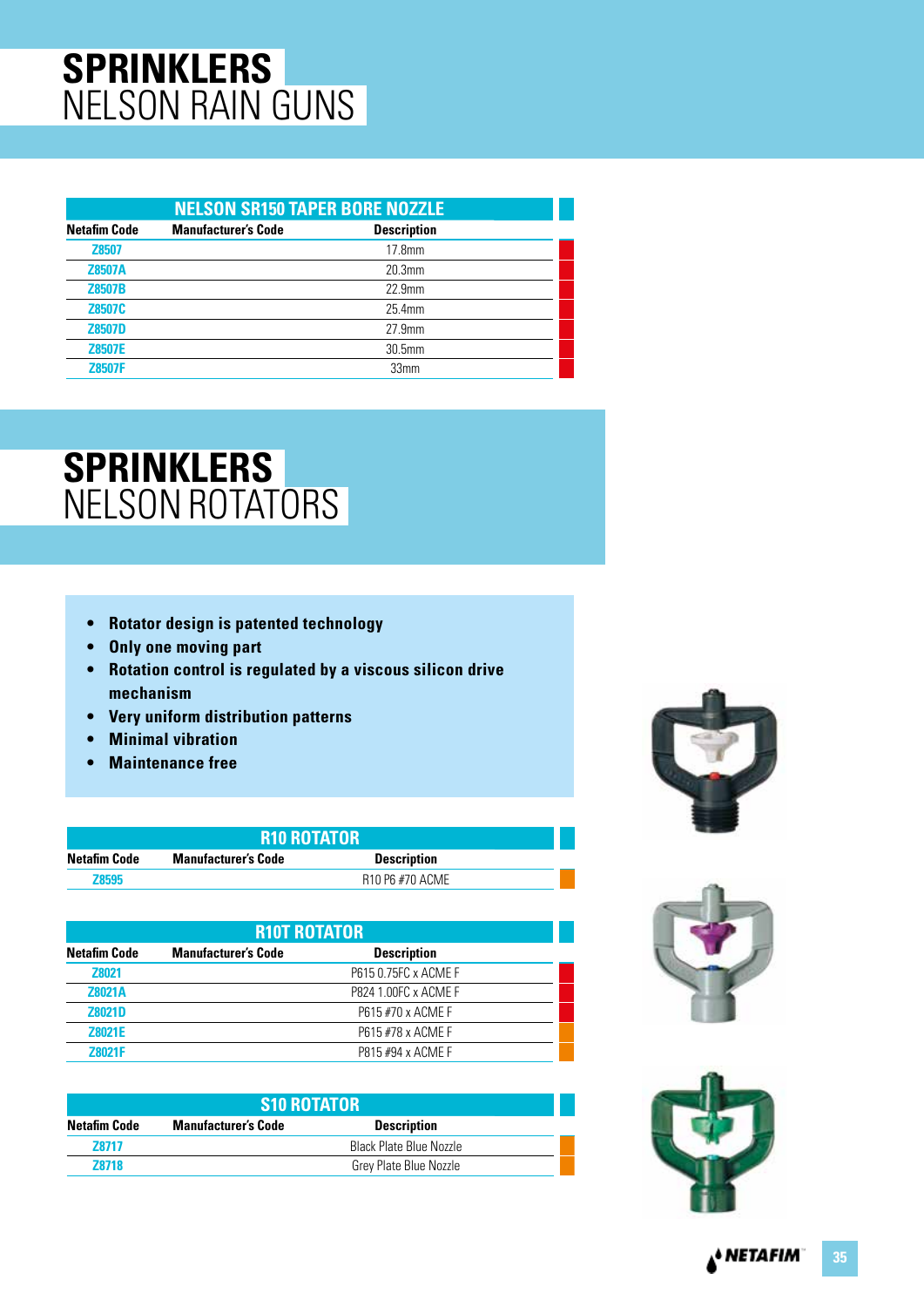# SPRINKLERS
## NELSON RAIN GUNS

| NELSON SR150 TAPER BORE NOZZLE | | |
|---|---|---|
| Netafim Code | Manufacturer's Code | Description |
| Z8507 | | 17.8mm |
| Z8507A | | 20.3mm |
| Z8507B | | 22.9mm |
| Z8507C | | 25.4mm |
| Z8507D | | 27.9mm |
| Z8507E | | 30.5mm |
| Z8507F | | 33mm |

# SPRINKLERS
## NELSON ROTATORS

- **Rotator design is patented technology**
- **Only one moving part**
- **Rotation control is regulated by a viscous silicon drive mechanism**
- **Very uniform distribution patterns**
- **Minimal vibration**
- **Maintenance free**

| R10 ROTATOR | | |
|---|---|---|
| Netafim Code | Manufacturer's Code | Description |
| Z8595 | | R10 P6 #70 ACME |

| R10T ROTATOR | | |
|---|---|---|
| Netafim Code | Manufacturer's Code | Description |
| Z8021 | | P615 0.75FC x ACME F |
| Z8021A | | P824 1.00FC x ACME F |
| Z8021D | | P615 #70 x ACME F |
| Z8021E | | P615 #78 x ACME F |
| Z8021F | | P815 #94 x ACME F |

| S10 ROTATOR | | |
|---|---|---|
| Netafim Code | Manufacturer's Code | Description |
| Z8717 | | Black Plate Blue Nozzle |
| Z8718 | | Grey Plate Blue Nozzle |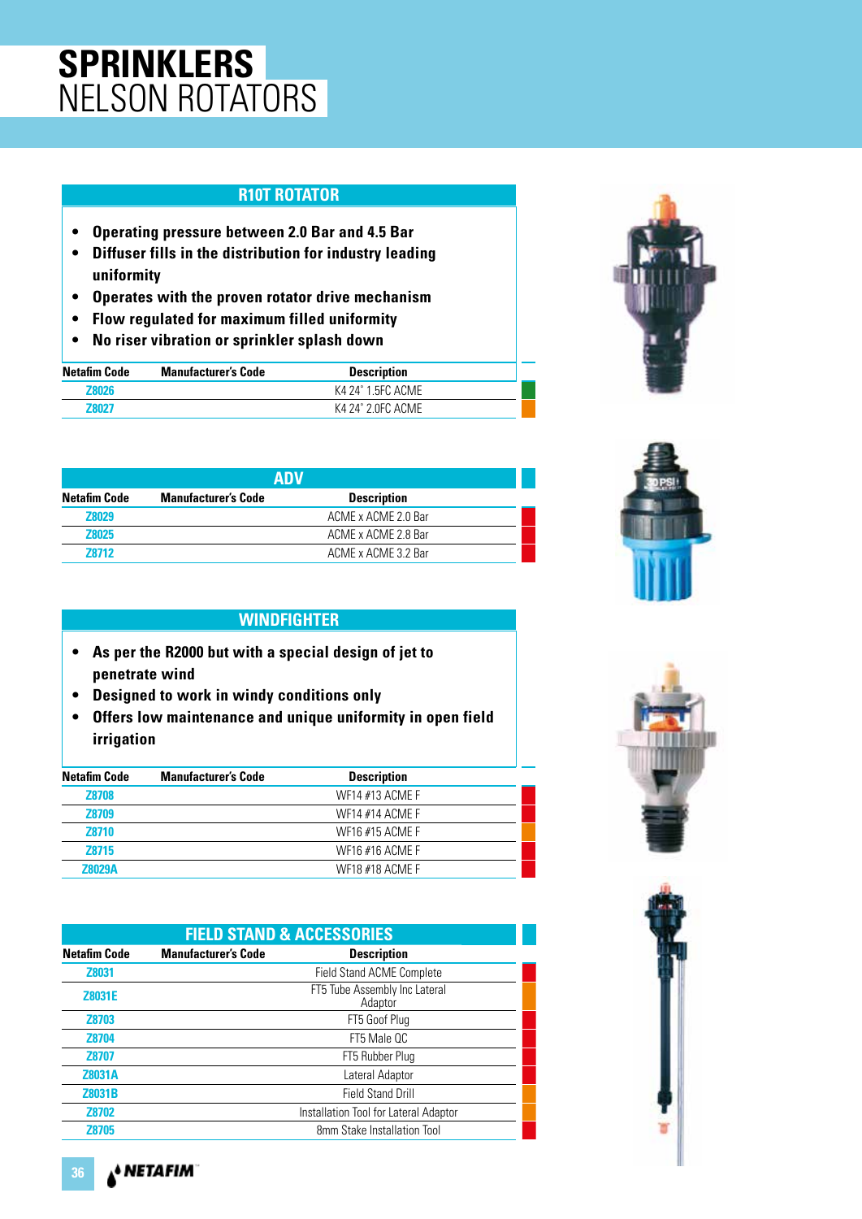# SPRINKLERS
## NELSON ROTATORS

### R10T ROTATOR

- Operating pressure between 2.0 Bar and 4.5 Bar
- Diffuser fills in the distribution for industry leading uniformity
- Operates with the proven rotator drive mechanism
- Flow regulated for maximum filled uniformity
- No riser vibration or sprinkler splash down

| Netafim Code | Manufacturer's Code | Description |
|---|---|---|
| Z8026 | | K4 24" 1.5FC ACME |
| Z8027 | | K4 24" 2.0FC ACME |

### ADV

| Netafim Code | Manufacturer's Code | Description |
|---|---|---|
| Z8029 | | ACME x ACME 2.0 Bar |
| Z8025 | | ACME x ACME 2.8 Bar |
| Z8712 | | ACME x ACME 3.2 Bar |

### WINDFIGHTER

- As per the R2000 but with a special design of jet to penetrate wind
- Designed to work in windy conditions only
- Offers low maintenance and unique uniformity in open field irrigation

| Netafim Code | Manufacturer's Code | Description |
|---|---|---|
| Z8708 | | WF14 #13 ACME F |
| Z8709 | | WF14 #14 ACME F |
| Z8710 | | WF16 #15 ACME F |
| Z8715 | | WF16 #16 ACME F |
| Z8029A | | WF18 #18 ACME F |

### FIELD STAND & ACCESSORIES

| Netafim Code | Manufacturer's Code | Description |
|---|---|---|
| Z8031 | | Field Stand ACME Complete |
| Z8031E | | FT5 Tube Assembly Inc Lateral Adaptor |
| Z8703 | | FT5 Goof Plug |
| Z8704 | | FT5 Male QC |
| Z8707 | | FT5 Rubber Plug |
| Z8031A | | Lateral Adaptor |
| Z8031B | | Field Stand Drill |
| Z8702 | | Installation Tool for Lateral Adaptor |
| Z8705 | | 8mm Stake Installation Tool |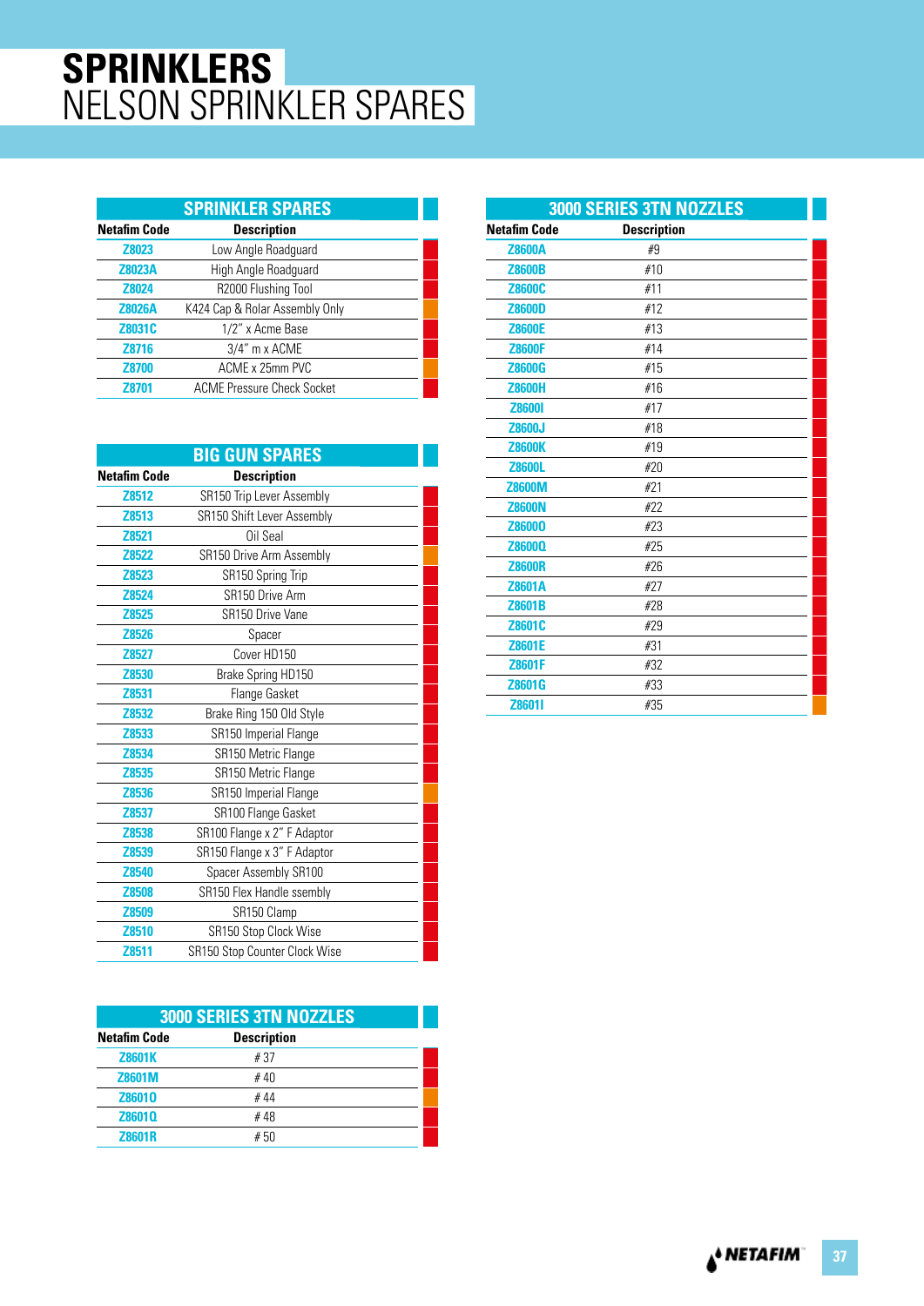# SPRINKLERS
## NELSON SPRINKLER SPARES

### SPRINKLER SPARES

| Netafim Code | Description |
|---|---|
| Z8023 | Low Angle Roadguard |
| Z8023A | High Angle Roadguard |
| Z8024 | R2000 Flushing Tool |
| Z8026A | K424 Cap & Rolar Assembly Only |
| Z8031C | 1/2" x Acme Base |
| Z8716 | 3/4" m x ACME |
| Z8700 | ACME x 25mm PVC |
| Z8701 | ACME Pressure Check Socket |

### BIG GUN SPARES

| Netafim Code | Description |
|---|---|
| Z8512 | SR150 Trip Lever Assembly |
| Z8513 | SR150 Shift Lever Assembly |
| Z8521 | Oil Seal |
| Z8522 | SR150 Drive Arm Assembly |
| Z8523 | SR150 Spring Trip |
| Z8524 | SR150 Drive Arm |
| Z8525 | SR150 Drive Vane |
| Z8526 | Spacer |
| Z8527 | Cover HD150 |
| Z8530 | Brake Spring HD150 |
| Z8531 | Flange Gasket |
| Z8532 | Brake Ring 150 Old Style |
| Z8533 | SR150 Imperial Flange |
| Z8534 | SR150 Metric Flange |
| Z8535 | SR150 Metric Flange |
| Z8536 | SR150 Imperial Flange |
| Z8537 | SR100 Flange Gasket |
| Z8538 | SR100 Flange x 2" F Adaptor |
| Z8539 | SR150 Flange x 3" F Adaptor |
| Z8540 | Spacer Assembly SR100 |
| Z8508 | SR150 Flex Handle ssembly |
| Z8509 | SR150 Clamp |
| Z8510 | SR150 Stop Clock Wise |
| Z8511 | SR150 Stop Counter Clock Wise |

### 3000 SERIES 3TN NOZZLES

| Netafim Code | Description |
|---|---|
| Z8601K | # 37 |
| Z8601M | # 40 |
| Z8601O | # 44 |
| Z8601Q | # 48 |
| Z8601R | # 50 |

### 3000 SERIES 3TN NOZZLES

| Netafim Code | Description |
|---|---|
| Z8600A | #9 |
| Z8600B | #10 |
| Z8600C | #11 |
| Z8600D | #12 |
| Z8600E | #13 |
| Z8600F | #14 |
| Z8600G | #15 |
| Z8600H | #16 |
| Z8600I | #17 |
| Z8600J | #18 |
| Z8600K | #19 |
| Z8600L | #20 |
| Z8600M | #21 |
| Z8600N | #22 |
| Z8600O | #23 |
| Z8600Q | #25 |
| Z8600R | #26 |
| Z8601A | #27 |
| Z8601B | #28 |
| Z8601C | #29 |
| Z8601E | #31 |
| Z8601F | #32 |
| Z8601G | #33 |
| Z8601I | #35 |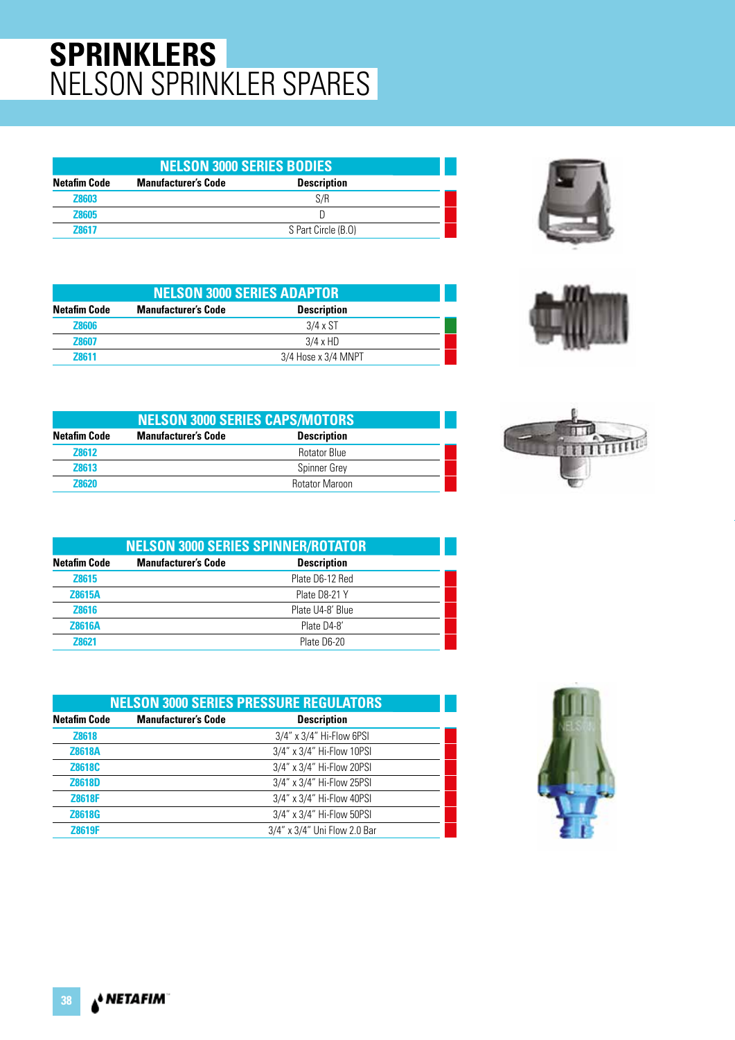# SPRINKLERS
## NELSON SPRINKLER SPARES

### NELSON 3000 SERIES BODIES

| Netafim Code | Manufacturer's Code | Description |
|---|---|---|
| Z8603 | | S/R |
| Z8605 | | D |
| Z8617 | | S Part Circle (B.O) |

### NELSON 3000 SERIES ADAPTOR

| Netafim Code | Manufacturer's Code | Description |
|---|---|---|
| Z8606 | | 3/4 x ST |
| Z8607 | | 3/4 x HD |
| Z8611 | | 3/4 Hose x 3/4 MNPT |

### NELSON 3000 SERIES CAPS/MOTORS

| Netafim Code | Manufacturer's Code | Description |
|---|---|---|
| Z8612 | | Rotator Blue |
| Z8613 | | Spinner Grey |
| Z8620 | | Rotator Maroon |

### NELSON 3000 SERIES SPINNER/ROTATOR

| Netafim Code | Manufacturer's Code | Description |
|---|---|---|
| Z8615 | | Plate D6-12 Red |
| Z8615A | | Plate D8-21 Y |
| Z8616 | | Plate U4-8' Blue |
| Z8616A | | Plate D4-8' |
| Z8621 | | Plate D6-20 |

### NELSON 3000 SERIES PRESSURE REGULATORS

| Netafim Code | Manufacturer's Code | Description |
|---|---|---|
| Z8618 | | 3/4" x 3/4" Hi-Flow 6PSI |
| Z8618A | | 3/4" x 3/4" Hi-Flow 10PSI |
| Z8618C | | 3/4" x 3/4" Hi-Flow 20PSI |
| Z8618D | | 3/4" x 3/4" Hi-Flow 25PSI |
| Z8618F | | 3/4" x 3/4" Hi-Flow 40PSI |
| Z8618G | | 3/4" x 3/4" Hi-Flow 50PSI |
| Z8619F | | 3/4" x 3/4" Uni Flow 2.0 Bar |